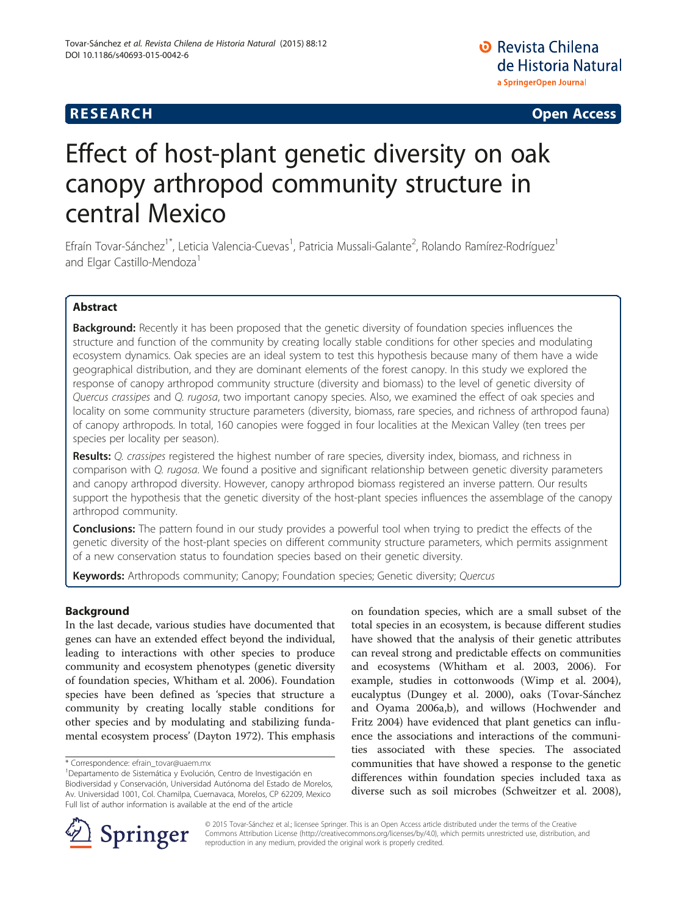RESEARCH Open Access

# Effect of host-plant genetic diversity on oak canopy arthropod community structure in central Mexico

Efraín Tovar-Sánchez[1*], Leticia Valencia-Cuevas[1], Patricia Mussali-Galante[2], Rolando Ramírez-Rodríguez[1] and Elgar Castillo-Mendoza[1]

## Abstract

**Background:** Recently it has been proposed that the genetic diversity of foundation species influences the structure and function of the community by creating locally stable conditions for other species and modulating ecosystem dynamics. Oak species are an ideal system to test this hypothesis because many of them have a wide geographical distribution, and they are dominant elements of the forest canopy. In this study we explored the response of canopy arthropod community structure (diversity and biomass) to the level of genetic diversity of *Quercus crassipes* and *Q. rugosa*, two important canopy species. Also, we examined the effect of oak species and locality on some community structure parameters (diversity, biomass, rare species, and richness of arthropod fauna) of canopy arthropods. In total, 160 canopies were fogged in four localities at the Mexican Valley (ten trees per species per locality per season).

**Results:** *Q. crassipes* registered the highest number of rare species, diversity index, biomass, and richness in comparison with *Q. rugosa*. We found a positive and significant relationship between genetic diversity parameters and canopy arthropod diversity. However, canopy arthropod biomass registered an inverse pattern. Our results support the hypothesis that the genetic diversity of the host-plant species influences the assemblage of the canopy arthropod community.

**Conclusions:** The pattern found in our study provides a powerful tool when trying to predict the effects of the genetic diversity of the host-plant species on different community structure parameters, which permits assignment of a new conservation status to foundation species based on their genetic diversity.

**Keywords:** Arthropods community; Canopy; Foundation species; Genetic diversity; *Quercus*

## Background

In the last decade, various studies have documented that genes can have an extended effect beyond the individual, leading to interactions with other species to produce community and ecosystem phenotypes (genetic diversity of foundation species, Whitham et al. 2006). Foundation species have been defined as 'species that structure a community by creating locally stable conditions for other species and by modulating and stabilizing fundamental ecosystem process' (Dayton 1972). This emphasis on foundation species, which are a small subset of the total species in an ecosystem, is because different studies have showed that the analysis of their genetic attributes can reveal strong and predictable effects on communities and ecosystems (Whitham et al. 2003, 2006). For example, studies in cottonwoods (Wimp et al. 2004), eucalyptus (Dungey et al. 2000), oaks (Tovar-Sánchez and Oyama 2006a,b), and willows (Hochwender and Fritz 2004) have evidenced that plant genetics can influence the associations and interactions of the communities associated with these species. The associated communities that have showed a response to the genetic differences within foundation species included taxa as diverse such as soil microbes (Schweitzer et al. 2008),

* Correspondence: efrain_tovar@uaem.mx
[1]Departamento de Sistemática y Evolución, Centro de Investigación en Biodiversidad y Conservación, Universidad Autónoma del Estado de Morelos, Av. Universidad 1001, Col. Chamilpa, Cuernavaca, Morelos, CP 62209, Mexico
Full list of author information is available at the end of the article

© 2015 Tovar-Sánchez et al.; licensee Springer. This is an Open Access article distributed under the terms of the Creative Commons Attribution License (http://creativecommons.org/licenses/by/4.0), which permits unrestricted use, distribution, and reproduction in any medium, provided the original work is properly credited.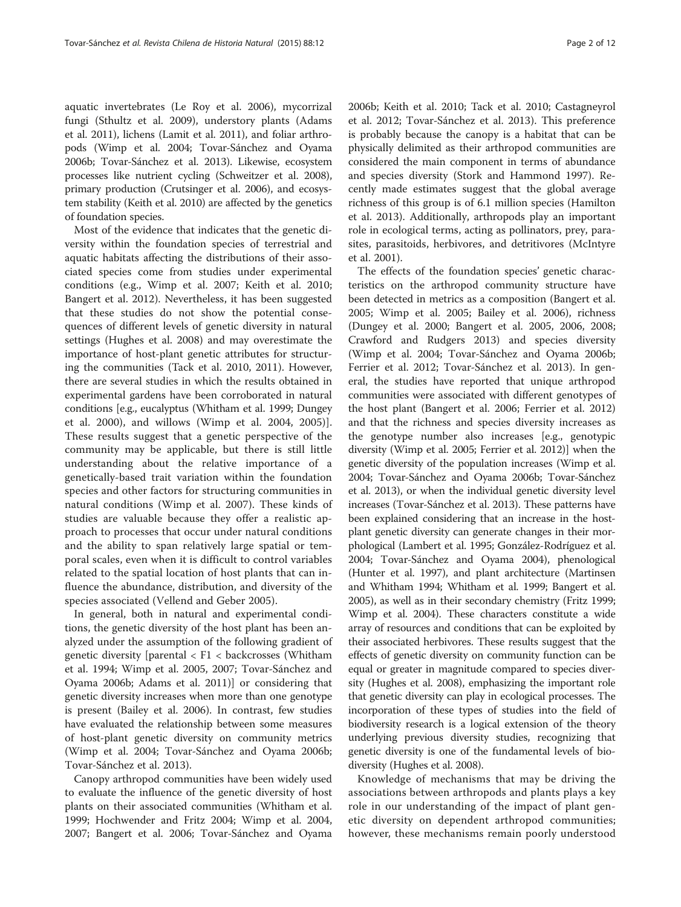aquatic invertebrates (Le Roy et al. 2006), mycorrizal fungi (Sthultz et al. 2009), understory plants (Adams et al. 2011), lichens (Lamit et al. 2011), and foliar arthropods (Wimp et al. 2004; Tovar-Sánchez and Oyama 2006b; Tovar-Sánchez et al. 2013). Likewise, ecosystem processes like nutrient cycling (Schweitzer et al. 2008), primary production (Crutsinger et al. 2006), and ecosystem stability (Keith et al. 2010) are affected by the genetics of foundation species.

Most of the evidence that indicates that the genetic diversity within the foundation species of terrestrial and aquatic habitats affecting the distributions of their associated species come from studies under experimental conditions (e.g., Wimp et al. 2007; Keith et al. 2010; Bangert et al. 2012). Nevertheless, it has been suggested that these studies do not show the potential consequences of different levels of genetic diversity in natural settings (Hughes et al. 2008) and may overestimate the importance of host-plant genetic attributes for structuring the communities (Tack et al. 2010, 2011). However, there are several studies in which the results obtained in experimental gardens have been corroborated in natural conditions [e.g., eucalyptus (Whitham et al. 1999; Dungey et al. 2000), and willows (Wimp et al. 2004, 2005)]. These results suggest that a genetic perspective of the community may be applicable, but there is still little understanding about the relative importance of a genetically-based trait variation within the foundation species and other factors for structuring communities in natural conditions (Wimp et al. 2007). These kinds of studies are valuable because they offer a realistic approach to processes that occur under natural conditions and the ability to span relatively large spatial or temporal scales, even when it is difficult to control variables related to the spatial location of host plants that can influence the abundance, distribution, and diversity of the species associated (Vellend and Geber 2005).

In general, both in natural and experimental conditions, the genetic diversity of the host plant has been analyzed under the assumption of the following gradient of genetic diversity [parental < F1 < backcrosses (Whitham et al. 1994; Wimp et al. 2005, 2007; Tovar-Sánchez and Oyama 2006b; Adams et al. 2011)] or considering that genetic diversity increases when more than one genotype is present (Bailey et al. 2006). In contrast, few studies have evaluated the relationship between some measures of host-plant genetic diversity on community metrics (Wimp et al. 2004; Tovar-Sánchez and Oyama 2006b; Tovar-Sánchez et al. 2013).

Canopy arthropod communities have been widely used to evaluate the influence of the genetic diversity of host plants on their associated communities (Whitham et al. 1999; Hochwender and Fritz 2004; Wimp et al. 2004, 2007; Bangert et al. 2006; Tovar-Sánchez and Oyama 2006b; Keith et al. 2010; Tack et al. 2010; Castagneyrol et al. 2012; Tovar-Sánchez et al. 2013). This preference is probably because the canopy is a habitat that can be physically delimited as their arthropod communities are considered the main component in terms of abundance and species diversity (Stork and Hammond 1997). Recently made estimates suggest that the global average richness of this group is of 6.1 million species (Hamilton et al. 2013). Additionally, arthropods play an important role in ecological terms, acting as pollinators, prey, parasites, parasitoids, herbivores, and detritivores (McIntyre et al. 2001).

The effects of the foundation species' genetic characteristics on the arthropod community structure have been detected in metrics as a composition (Bangert et al. 2005; Wimp et al. 2005; Bailey et al. 2006), richness (Dungey et al. 2000; Bangert et al. 2005, 2006, 2008; Crawford and Rudgers 2013) and species diversity (Wimp et al. 2004; Tovar-Sánchez and Oyama 2006b; Ferrier et al. 2012; Tovar-Sánchez et al. 2013). In general, the studies have reported that unique arthropod communities were associated with different genotypes of the host plant (Bangert et al. 2006; Ferrier et al. 2012) and that the richness and species diversity increases as the genotype number also increases [e.g., genotypic diversity (Wimp et al. 2005; Ferrier et al. 2012)] when the genetic diversity of the population increases (Wimp et al. 2004; Tovar-Sánchez and Oyama 2006b; Tovar-Sánchez et al. 2013), or when the individual genetic diversity level increases (Tovar-Sánchez et al. 2013). These patterns have been explained considering that an increase in the host-plant genetic diversity can generate changes in their morphological (Lambert et al. 1995; González-Rodríguez et al. 2004; Tovar-Sánchez and Oyama 2004), phenological (Hunter et al. 1997), and plant architecture (Martinsen and Whitham 1994; Whitham et al. 1999; Bangert et al. 2005), as well as in their secondary chemistry (Fritz 1999; Wimp et al. 2004). These characters constitute a wide array of resources and conditions that can be exploited by their associated herbivores. These results suggest that the effects of genetic diversity on community function can be equal or greater in magnitude compared to species diversity (Hughes et al. 2008), emphasizing the important role that genetic diversity can play in ecological processes. The incorporation of these types of studies into the field of biodiversity research is a logical extension of the theory underlying previous diversity studies, recognizing that genetic diversity is one of the fundamental levels of biodiversity (Hughes et al. 2008).

Knowledge of mechanisms that may be driving the associations between arthropods and plants plays a key role in our understanding of the impact of plant genetic diversity on dependent arthropod communities; however, these mechanisms remain poorly understood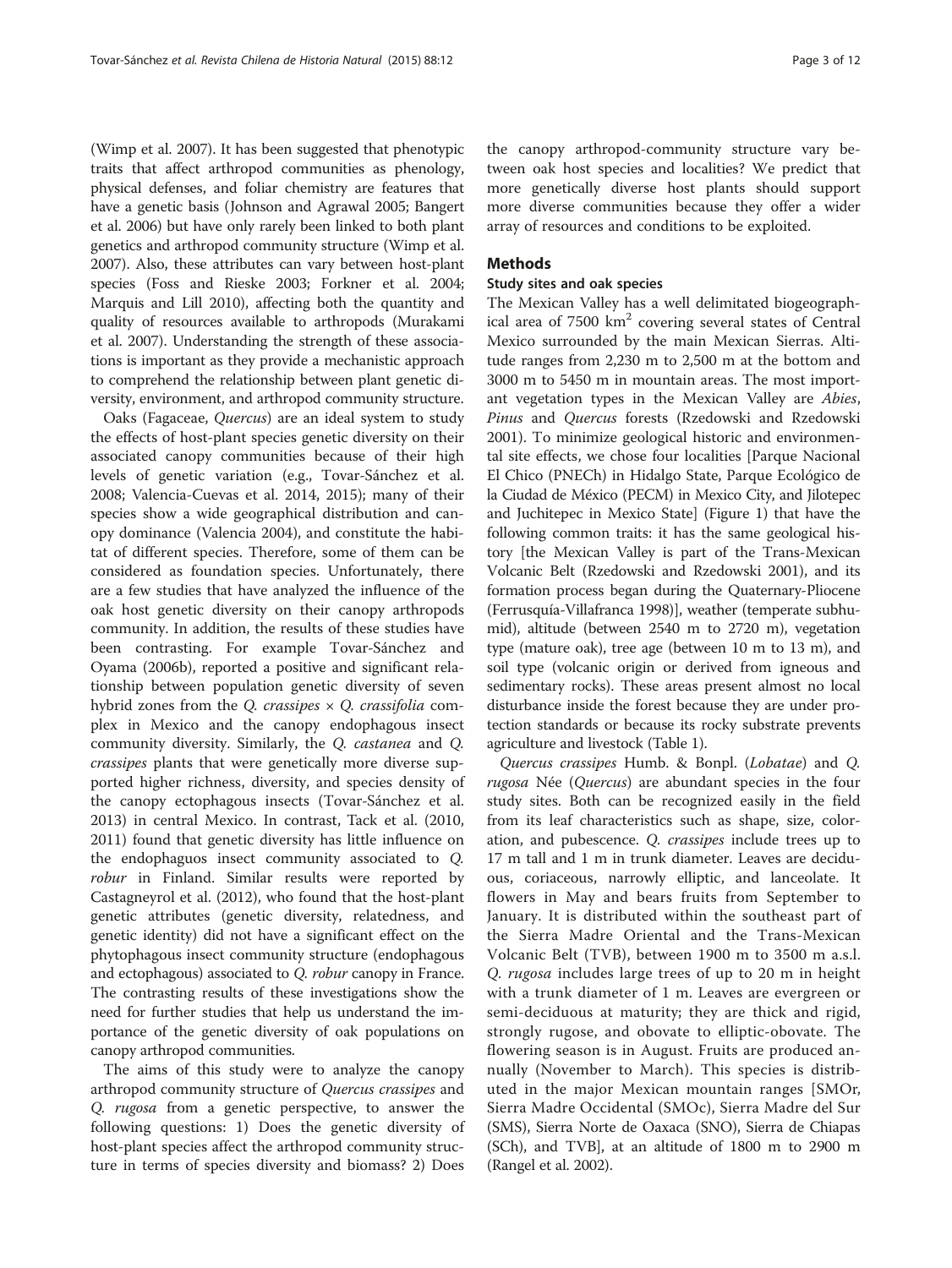(Wimp et al. 2007). It has been suggested that phenotypic traits that affect arthropod communities as phenology, physical defenses, and foliar chemistry are features that have a genetic basis (Johnson and Agrawal 2005; Bangert et al. 2006) but have only rarely been linked to both plant genetics and arthropod community structure (Wimp et al. 2007). Also, these attributes can vary between host-plant species (Foss and Rieske 2003; Forkner et al. 2004; Marquis and Lill 2010), affecting both the quantity and quality of resources available to arthropods (Murakami et al. 2007). Understanding the strength of these associations is important as they provide a mechanistic approach to comprehend the relationship between plant genetic diversity, environment, and arthropod community structure.

Oaks (Fagaceae, *Quercus*) are an ideal system to study the effects of host-plant species genetic diversity on their associated canopy communities because of their high levels of genetic variation (e.g., Tovar-Sánchez et al. 2008; Valencia-Cuevas et al. 2014, 2015); many of their species show a wide geographical distribution and canopy dominance (Valencia 2004), and constitute the habitat of different species. Therefore, some of them can be considered as foundation species. Unfortunately, there are a few studies that have analyzed the influence of the oak host genetic diversity on their canopy arthropods community. In addition, the results of these studies have been contrasting. For example Tovar-Sánchez and Oyama (2006b), reported a positive and significant relationship between population genetic diversity of seven hybrid zones from the *Q. crassipes* × *Q. crassifolia* complex in Mexico and the canopy endophagous insect community diversity. Similarly, the *Q. castanea* and *Q. crassipes* plants that were genetically more diverse supported higher richness, diversity, and species density of the canopy ectophagous insects (Tovar-Sánchez et al. 2013) in central Mexico. In contrast, Tack et al. (2010, 2011) found that genetic diversity has little influence on the endophaguos insect community associated to *Q. robur* in Finland. Similar results were reported by Castagneyrol et al. (2012), who found that the host-plant genetic attributes (genetic diversity, relatedness, and genetic identity) did not have a significant effect on the phytophagous insect community structure (endophagous and ectophagous) associated to *Q. robur* canopy in France. The contrasting results of these investigations show the need for further studies that help us understand the importance of the genetic diversity of oak populations on canopy arthropod communities.

The aims of this study were to analyze the canopy arthropod community structure of *Quercus crassipes* and *Q. rugosa* from a genetic perspective, to answer the following questions: 1) Does the genetic diversity of host-plant species affect the arthropod community structure in terms of species diversity and biomass? 2) Does the canopy arthropod-community structure vary between oak host species and localities? We predict that more genetically diverse host plants should support more diverse communities because they offer a wider array of resources and conditions to be exploited.

## Methods

### Study sites and oak species

The Mexican Valley has a well delimitated biogeographical area of 7500 km$^2$ covering several states of Central Mexico surrounded by the main Mexican Sierras. Altitude ranges from 2,230 m to 2,500 m at the bottom and 3000 m to 5450 m in mountain areas. The most important vegetation types in the Mexican Valley are *Abies*, *Pinus* and *Quercus* forests (Rzedowski and Rzedowski 2001). To minimize geological historic and environmental site effects, we chose four localities [Parque Nacional El Chico (PNECh) in Hidalgo State, Parque Ecológico de la Ciudad de México (PECM) in Mexico City, and Jilotepec and Juchitepec in Mexico State] (Figure 1) that have the following common traits: it has the same geological history [the Mexican Valley is part of the Trans-Mexican Volcanic Belt (Rzedowski and Rzedowski 2001), and its formation process began during the Quaternary-Pliocene (Ferrusquía-Villafranca 1998)], weather (temperate subhumid), altitude (between 2540 m to 2720 m), vegetation type (mature oak), tree age (between 10 m to 13 m), and soil type (volcanic origin or derived from igneous and sedimentary rocks). These areas present almost no local disturbance inside the forest because they are under protection standards or because its rocky substrate prevents agriculture and livestock (Table 1).

*Quercus crassipes* Humb. & Bonpl. (*Lobatae*) and *Q. rugosa* Née (*Quercus*) are abundant species in the four study sites. Both can be recognized easily in the field from its leaf characteristics such as shape, size, coloration, and pubescence. *Q. crassipes* include trees up to 17 m tall and 1 m in trunk diameter. Leaves are deciduous, coriaceous, narrowly elliptic, and lanceolate. It flowers in May and bears fruits from September to January. It is distributed within the southeast part of the Sierra Madre Oriental and the Trans-Mexican Volcanic Belt (TVB), between 1900 m to 3500 m a.s.l. *Q. rugosa* includes large trees of up to 20 m in height with a trunk diameter of 1 m. Leaves are evergreen or semi-deciduous at maturity; they are thick and rigid, strongly rugose, and obovate to elliptic-obovate. The flowering season is in August. Fruits are produced annually (November to March). This species is distributed in the major Mexican mountain ranges [SMOr, Sierra Madre Occidental (SMOc), Sierra Madre del Sur (SMS), Sierra Norte de Oaxaca (SNO), Sierra de Chiapas (SCh), and TVB], at an altitude of 1800 m to 2900 m (Rangel et al. 2002).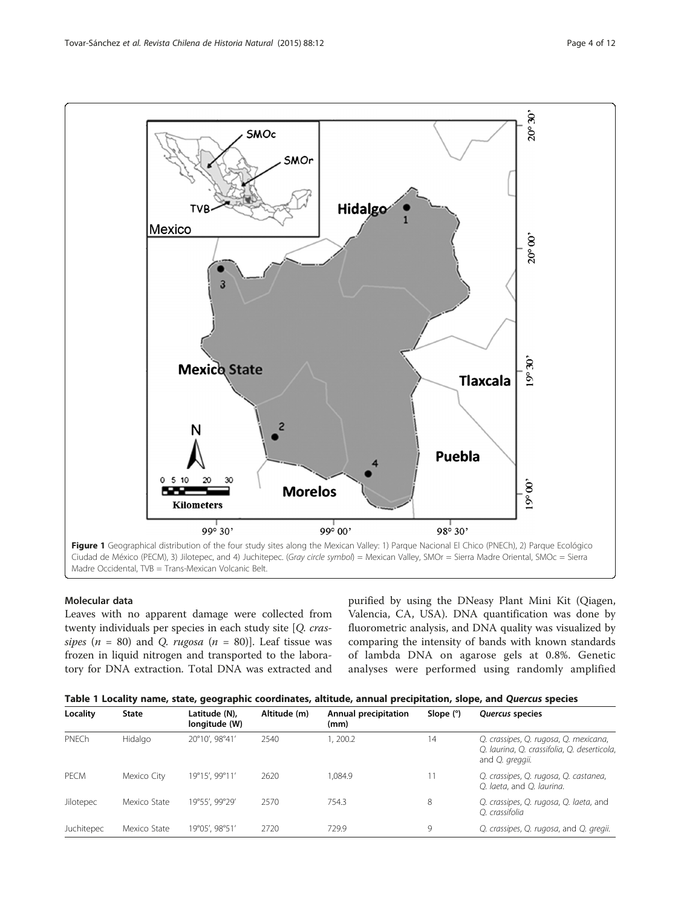Figure 1 Geographical distribution of the four study sites along the Mexican Valley: 1) Parque Nacional El Chico (PNECh), 2) Parque Ecológico Ciudad de México (PECM), 3) Jilotepec, and 4) Juchitepec. (*Gray circle symbol*) = Mexican Valley, SMOr = Sierra Madre Oriental, SMOc = Sierra Madre Occidental, TVB = Trans-Mexican Volcanic Belt.

### Molecular data

Leaves with no apparent damage were collected from twenty individuals per species in each study site [*Q. crassipes* ($n$ = 80) and *Q. rugosa* ($n$ = 80)]. Leaf tissue was frozen in liquid nitrogen and transported to the laboratory for DNA extraction. Total DNA was extracted and purified by using the DNeasy Plant Mini Kit (Qiagen, Valencia, CA, USA). DNA quantification was done by fluorometric analysis, and DNA quality was visualized by comparing the intensity of bands with known standards of lambda DNA on agarose gels at 0.8%. Genetic analyses were performed using randomly amplified

**Table 1 Locality name, state, geographic coordinates, altitude, annual precipitation, slope, and *Quercus* species**

| Locality | State | Latitude (N), longitude (W) | Altitude (m) | Annual precipitation (mm) | Slope (°) | *Quercus* species |
|---|---|---|---|---|---|---|
| PNECh | Hidalgo | 20°10′, 98°41′ | 2540 | 1, 200.2 | 14 | *Q. crassipes, Q. rugosa, Q. mexicana, Q. laurina, Q. crassifolia, Q. deserticola,* and *Q. greggii.* |
| PECM | Mexico City | 19°15′, 99°11′ | 2620 | 1,084.9 | 11 | *Q. crassipes, Q. rugosa, Q. castanea, Q. laeta,* and *Q. laurina.* |
| Jilotepec | Mexico State | 19°55′, 99°29′ | 2570 | 754.3 | 8 | *Q. crassipes, Q. rugosa, Q. laeta,* and *Q. crassifolia* |
| Juchitepec | Mexico State | 19°05′, 98°51′ | 2720 | 729.9 | 9 | *Q. crassipes, Q. rugosa,* and *Q. gregii.* |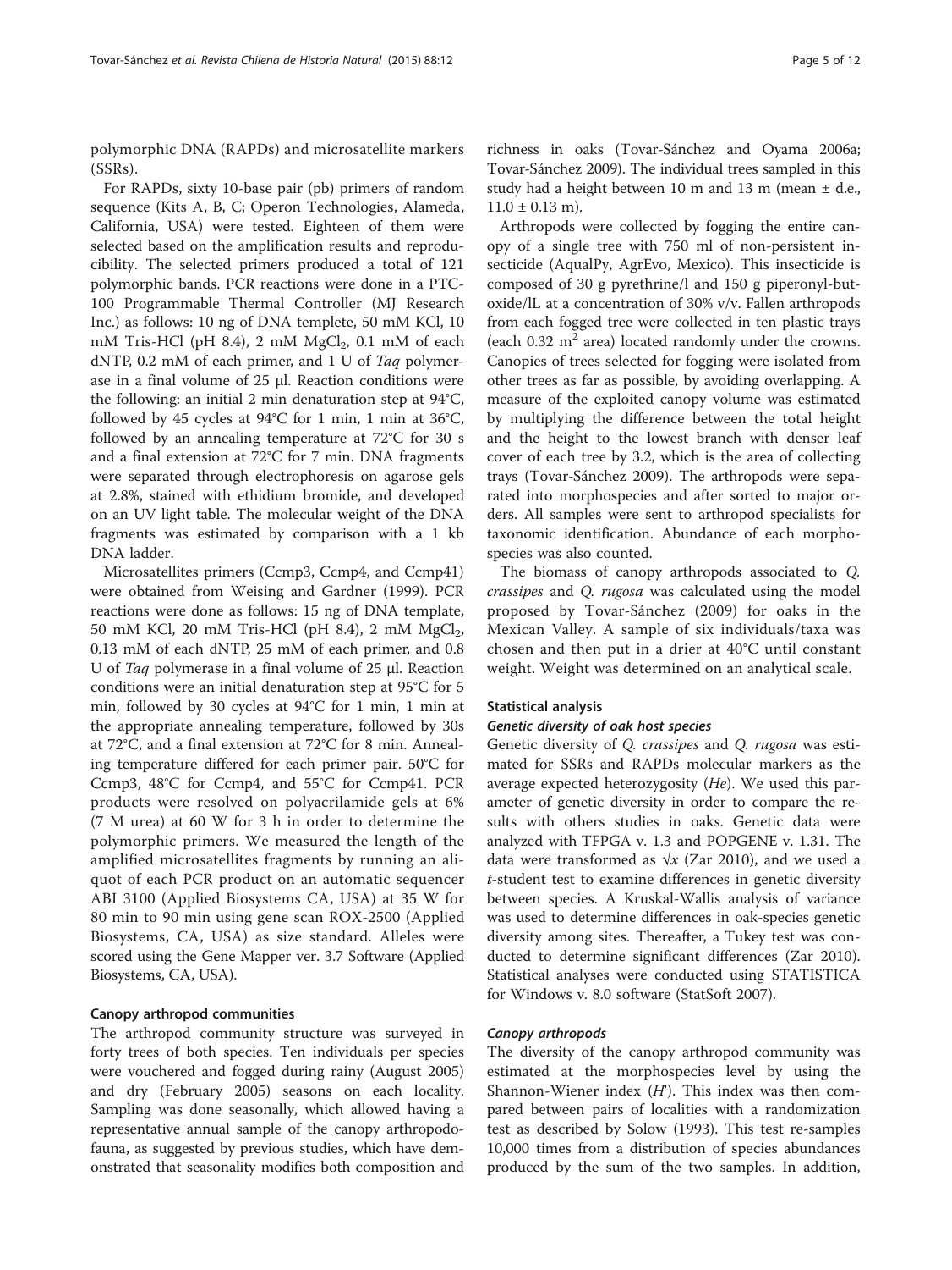polymorphic DNA (RAPDs) and microsatellite markers (SSRs).

For RAPDs, sixty 10-base pair (pb) primers of random sequence (Kits A, B, C; Operon Technologies, Alameda, California, USA) were tested. Eighteen of them were selected based on the amplification results and reproducibility. The selected primers produced a total of 121 polymorphic bands. PCR reactions were done in a PTC-100 Programmable Thermal Controller (MJ Research Inc.) as follows: 10 ng of DNA templete, 50 mM KCl, 10 mM Tris-HCl (pH 8.4), 2 mM $MgCl_2$, 0.1 mM of each dNTP, 0.2 mM of each primer, and 1 U of *Taq* polymerase in a final volume of 25 μl. Reaction conditions were the following: an initial 2 min denaturation step at 94°C, followed by 45 cycles at 94°C for 1 min, 1 min at 36°C, followed by an annealing temperature at 72°C for 30 s and a final extension at 72°C for 7 min. DNA fragments were separated through electrophoresis on agarose gels at 2.8%, stained with ethidium bromide, and developed on an UV light table. The molecular weight of the DNA fragments was estimated by comparison with a 1 kb DNA ladder.

Microsatellites primers (Ccmp3, Ccmp4, and Ccmp41) were obtained from Weising and Gardner (1999). PCR reactions were done as follows: 15 ng of DNA template, 50 mM KCl, 20 mM Tris-HCl (pH 8.4), 2 mM $MgCl_2$, 0.13 mM of each dNTP, 25 mM of each primer, and 0.8 U of *Taq* polymerase in a final volume of 25 μl. Reaction conditions were an initial denaturation step at 95°C for 5 min, followed by 30 cycles at 94°C for 1 min, 1 min at the appropriate annealing temperature, followed by 30s at 72°C, and a final extension at 72°C for 8 min. Annealing temperature differed for each primer pair. 50°C for Ccmp3, 48°C for Ccmp4, and 55°C for Ccmp41. PCR products were resolved on polyacrilamide gels at 6% (7 M urea) at 60 W for 3 h in order to determine the polymorphic primers. We measured the length of the amplified microsatellites fragments by running an aliquot of each PCR product on an automatic sequencer ABI 3100 (Applied Biosystems CA, USA) at 35 W for 80 min to 90 min using gene scan ROX-2500 (Applied Biosystems, CA, USA) as size standard. Alleles were scored using the Gene Mapper ver. 3.7 Software (Applied Biosystems, CA, USA).

### Canopy arthropod communities

The arthropod community structure was surveyed in forty trees of both species. Ten individuals per species were vouchered and fogged during rainy (August 2005) and dry (February 2005) seasons on each locality. Sampling was done seasonally, which allowed having a representative annual sample of the canopy arthropodofauna, as suggested by previous studies, which have demonstrated that seasonality modifies both composition and richness in oaks (Tovar-Sánchez and Oyama 2006a; Tovar-Sánchez 2009). The individual trees sampled in this study had a height between 10 m and 13 m (mean ± d.e., 11.0 ± 0.13 m).

Arthropods were collected by fogging the entire canopy of a single tree with 750 ml of non-persistent insecticide (AqualPy, AgrEvo, Mexico). This insecticide is composed of 30 g pyrethrine/l and 150 g piperonyl-butoxide/lL at a concentration of 30% v/v. Fallen arthropods from each fogged tree were collected in ten plastic trays (each 0.32 $m^2$ area) located randomly under the crowns. Canopies of trees selected for fogging were isolated from other trees as far as possible, by avoiding overlapping. A measure of the exploited canopy volume was estimated by multiplying the difference between the total height and the height to the lowest branch with denser leaf cover of each tree by 3.2, which is the area of collecting trays (Tovar-Sánchez 2009). The arthropods were separated into morphospecies and after sorted to major orders. All samples were sent to arthropod specialists for taxonomic identification. Abundance of each morphospecies was also counted.

The biomass of canopy arthropods associated to *Q. crassipes* and *Q. rugosa* was calculated using the model proposed by Tovar-Sánchez (2009) for oaks in the Mexican Valley. A sample of six individuals/taxa was chosen and then put in a drier at 40°C until constant weight. Weight was determined on an analytical scale.

### Statistical analysis

#### Genetic diversity of oak host species

Genetic diversity of *Q. crassipes* and *Q. rugosa* was estimated for SSRs and RAPDs molecular markers as the average expected heterozygosity (*He*). We used this parameter of genetic diversity in order to compare the results with others studies in oaks. Genetic data were analyzed with TFPGA v. 1.3 and POPGENE v. 1.31. The data were transformed as $\sqrt{x}$ (Zar 2010), and we used a *t*-student test to examine differences in genetic diversity between species. A Kruskal-Wallis analysis of variance was used to determine differences in oak-species genetic diversity among sites. Thereafter, a Tukey test was conducted to determine significant differences (Zar 2010). Statistical analyses were conducted using STATISTICA for Windows v. 8.0 software (StatSoft 2007).

#### Canopy arthropods

The diversity of the canopy arthropod community was estimated at the morphospecies level by using the Shannon-Wiener index ($H'$). This index was then compared between pairs of localities with a randomization test as described by Solow (1993). This test re-samples 10,000 times from a distribution of species abundances produced by the sum of the two samples. In addition,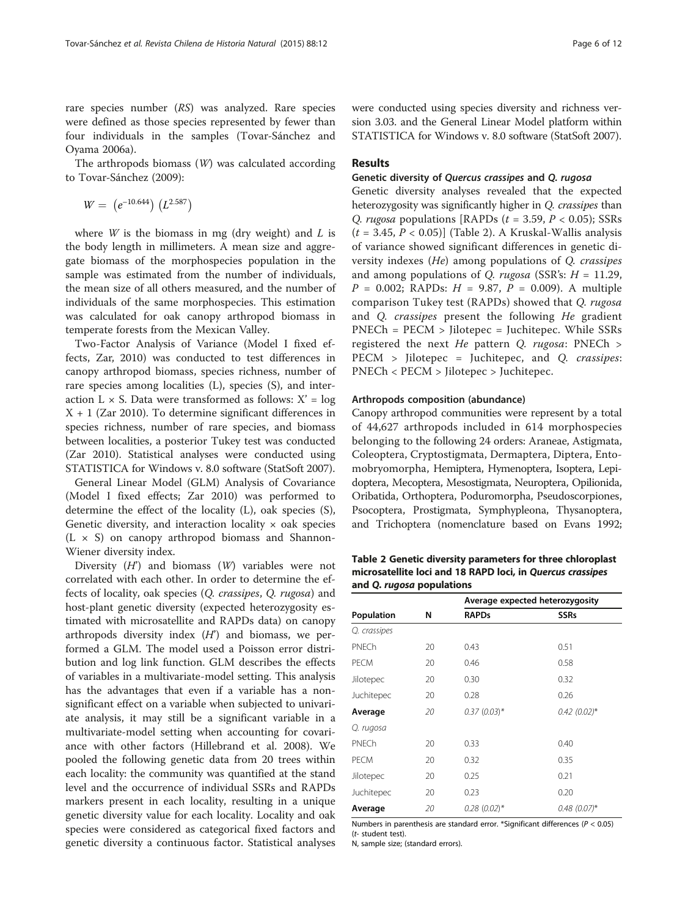rare species number (*RS*) was analyzed. Rare species were defined as those species represented by fewer than four individuals in the samples (Tovar-Sánchez and Oyama 2006a).

The arthropods biomass (*W*) was calculated according to Tovar-Sánchez (2009):

$$W = \left(e^{-10.644}\right)\left(L^{2.587}\right)$$

where *W* is the biomass in mg (dry weight) and *L* is the body length in millimeters. A mean size and aggregate biomass of the morphospecies population in the sample was estimated from the number of individuals, the mean size of all others measured, and the number of individuals of the same morphospecies. This estimation was calculated for oak canopy arthropod biomass in temperate forests from the Mexican Valley.

Two-Factor Analysis of Variance (Model I fixed effects, Zar, 2010) was conducted to test differences in canopy arthropod biomass, species richness, number of rare species among localities (L), species (S), and interaction L × S. Data were transformed as follows: $X' = \log X + 1$ (Zar 2010). To determine significant differences in species richness, number of rare species, and biomass between localities, a posterior Tukey test was conducted (Zar 2010). Statistical analyses were conducted using STATISTICA for Windows v. 8.0 software (StatSoft 2007).

General Linear Model (GLM) Analysis of Covariance (Model I fixed effects; Zar 2010) was performed to determine the effect of the locality (L), oak species (S), Genetic diversity, and interaction locality × oak species (L × S) on canopy arthropod biomass and Shannon-Wiener diversity index.

Diversity (*H'*) and biomass (*W*) variables were not correlated with each other. In order to determine the effects of locality, oak species (*Q. crassipes*, *Q. rugosa*) and host-plant genetic diversity (expected heterozygosity estimated with microsatellite and RAPDs data) on canopy arthropods diversity index (*H'*) and biomass, we performed a GLM. The model used a Poisson error distribution and log link function. GLM describes the effects of variables in a multivariate-model setting. This analysis has the advantages that even if a variable has a non-significant effect on a variable when subjected to univariate analysis, it may still be a significant variable in a multivariate-model setting when accounting for covariance with other factors (Hillebrand et al. 2008). We pooled the following genetic data from 20 trees within each locality: the community was quantified at the stand level and the occurrence of individual SSRs and RAPDs markers present in each locality, resulting in a unique genetic diversity value for each locality. Locality and oak species were considered as categorical fixed factors and genetic diversity a continuous factor. Statistical analyses were conducted using species diversity and richness version 3.03. and the General Linear Model platform within STATISTICA for Windows v. 8.0 software (StatSoft 2007).

## Results

### Genetic diversity of *Quercus crassipes* and *Q. rugosa*

Genetic diversity analyses revealed that the expected heterozygosity was significantly higher in *Q. crassipes* than *Q. rugosa* populations [RAPDs ($t = 3.59$, $P < 0.05$); SSRs ($t = 3.45$, $P < 0.05$)] (Table 2). A Kruskal-Wallis analysis of variance showed significant differences in genetic diversity indexes (*He*) among populations of *Q. crassipes* and among populations of *Q. rugosa* (SSR's: $H = 11.29$, $P = 0.002$; RAPDs: $H = 9.87$, $P = 0.009$). A multiple comparison Tukey test (RAPDs) showed that *Q. rugosa* and *Q. crassipes* present the following *He* gradient PNECh = PECM > Jilotepec = Juchitepec. While SSRs registered the next *He* pattern *Q. rugosa*: PNECh > PECM > Jilotepec = Juchitepec, and *Q. crassipes*: PNECh < PECM > Jilotepec > Juchitepec.

### Arthropods composition (abundance)

Canopy arthropod communities were represent by a total of 44,627 arthropods included in 614 morphospecies belonging to the following 24 orders: Araneae, Astigmata, Coleoptera, Cryptostigmata, Dermaptera, Diptera, Entomobryomorpha, Hemiptera, Hymenoptera, Isoptera, Lepidoptera, Mecoptera, Mesostigmata, Neuroptera, Opilionida, Oribatida, Orthoptera, Poduromorpha, Pseudoscorpiones, Psocoptera, Prostigmata, Symphypleona, Thysanoptera, and Trichoptera (nomenclature based on Evans 1992;

**Table 2 Genetic diversity parameters for three chloroplast microsatellite loci and 18 RAPD loci, in *Quercus crassipes* and *Q. rugosa* populations**

| Population | N | Average expected heterozygosity | |
|---|---|---|---|
| | | **RAPDs** | **SSRs** |
| *Q. crassipes* | | | |
| PNECh | 20 | 0.43 | 0.51 |
| PECM | 20 | 0.46 | 0.58 |
| Jilotepec | 20 | 0.30 | 0.32 |
| Juchitepec | 20 | 0.28 | 0.26 |
| **Average** | *20* | *0.37 (0.03)\** | *0.42 (0.02)\** |
| *Q. rugosa* | | | |
| PNECh | 20 | 0.33 | 0.40 |
| PECM | 20 | 0.32 | 0.35 |
| Jilotepec | 20 | 0.25 | 0.21 |
| Juchitepec | 20 | 0.23 | 0.20 |
| **Average** | *20* | *0.28 (0.02)\** | *0.48 (0.07)\** |

Numbers in parenthesis are standard error. *Significant differences ($P < 0.05$) (*t*- student test).
N, sample size; (standard errors).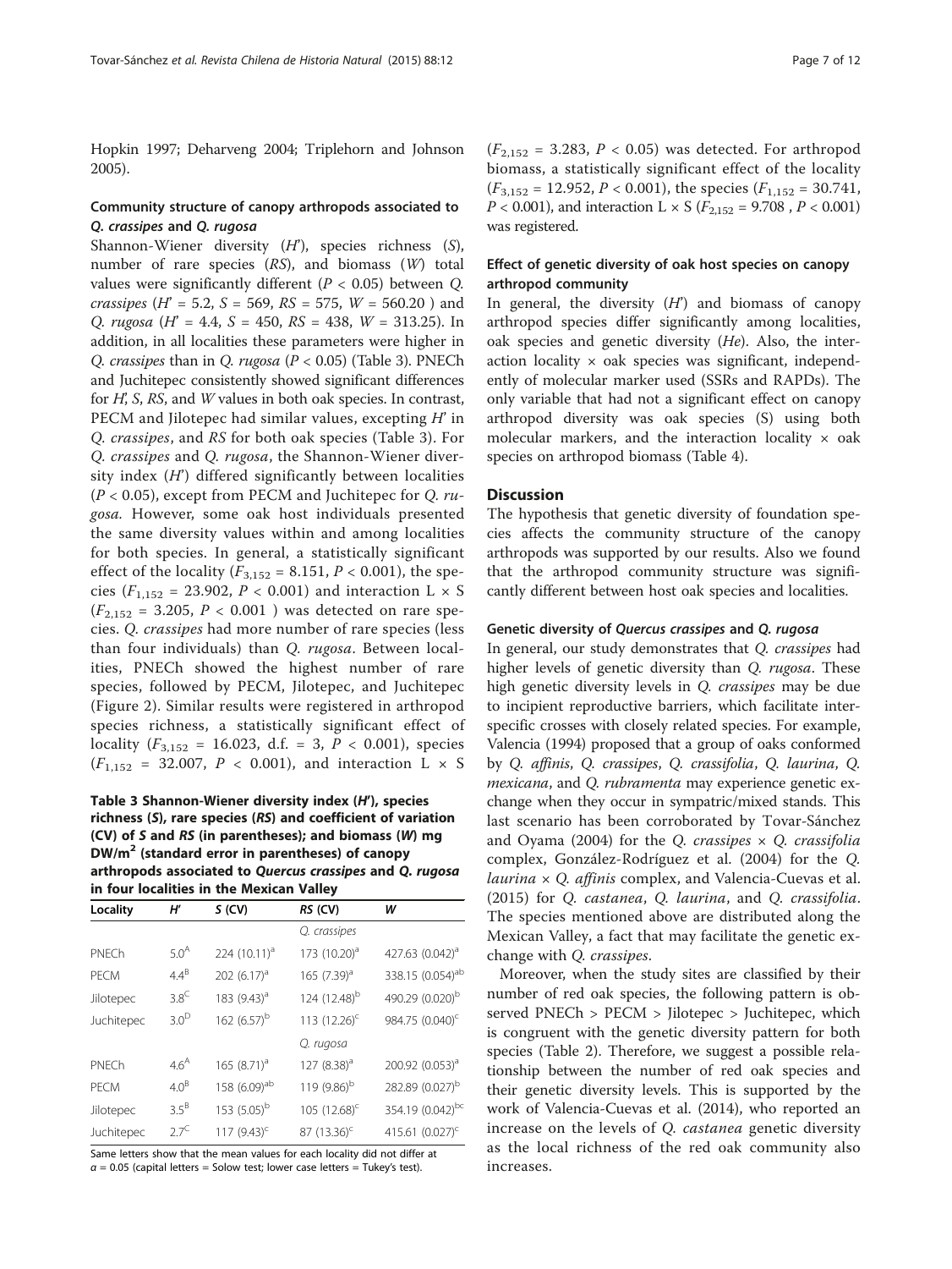Hopkin 1997; Deharveng 2004; Triplehorn and Johnson 2005).

### Community structure of canopy arthropods associated to *Q. crassipes* and *Q. rugosa*

Shannon-Wiener diversity ($H'$), species richness ($S$), number of rare species ($RS$), and biomass ($W$) total values were significantly different ($P < 0.05$) between *Q. crassipes* ($H' = 5.2$, $S = 569$, $RS = 575$, $W = 560.20$ ) and *Q. rugosa* ($H' = 4.4$, $S = 450$, $RS = 438$, $W = 313.25$). In addition, in all localities these parameters were higher in *Q. crassipes* than in *Q. rugosa* ($P < 0.05$) (Table 3). PNECh and Juchitepec consistently showed significant differences for $H'$, $S$, $RS$, and $W$ values in both oak species. In contrast, PECM and Jilotepec had similar values, excepting $H'$ in *Q. crassipes*, and $RS$ for both oak species (Table 3). For *Q. crassipes* and *Q. rugosa*, the Shannon-Wiener diversity index ($H'$) differed significantly between localities ($P < 0.05$), except from PECM and Juchitepec for *Q. rugosa*. However, some oak host individuals presented the same diversity values within and among localities for both species. In general, a statistically significant effect of the locality ($F_{3,152} = 8.151$, $P < 0.001$), the species ($F_{1,152} = 23.902$, $P < 0.001$) and interaction L × S ($F_{2,152} = 3.205$, $P < 0.001$ ) was detected on rare species. *Q. crassipes* had more number of rare species (less than four individuals) than *Q. rugosa*. Between localities, PNECh showed the highest number of rare species, followed by PECM, Jilotepec, and Juchitepec (Figure 2). Similar results were registered in arthropod species richness, a statistically significant effect of locality ($F_{3,152} = 16.023$, d.f. = 3, $P < 0.001$), species ($F_{1,152} = 32.007$, $P < 0.001$), and interaction L × S ($F_{2,152} = 3.283$, $P < 0.05$) was detected. For arthropod biomass, a statistically significant effect of the locality ($F_{3,152} = 12.952$, $P < 0.001$), the species ($F_{1,152} = 30.741$, $P < 0.001$), and interaction L × S ($F_{2,152} = 9.708$ , $P < 0.001$) was registered.

**Table 3 Shannon-Wiener diversity index ($H'$), species richness ($S$), rare species ($RS$) and coefficient of variation (CV) of $S$ and $RS$ (in parentheses); and biomass ($W$) mg DW/m$^2$ (standard error in parentheses) of canopy arthropods associated to *Quercus crassipes* and *Q. rugosa* in four localities in the Mexican Valley**

| Locality | $H'$ | $S$ (CV) | $RS$ (CV) | $W$ |
|---|---|---|---|---|
| | | | *Q. crassipes* | |
| PNECh | 5.0$^A$ | 224 (10.11)$^a$ | 173 (10.20)$^a$ | 427.63 (0.042)$^a$ |
| PECM | 4.4$^B$ | 202 (6.17)$^a$ | 165 (7.39)$^a$ | 338.15 (0.054)$^{ab}$ |
| Jilotepec | 3.8$^C$ | 183 (9.43)$^a$ | 124 (12.48)$^b$ | 490.29 (0.020)$^b$ |
| Juchitepec | 3.0$^D$ | 162 (6.57)$^b$ | 113 (12.26)$^c$ | 984.75 (0.040)$^c$ |
| | | | *Q. rugosa* | |
| PNECh | 4.6$^A$ | 165 (8.71)$^a$ | 127 (8.38)$^a$ | 200.92 (0.053)$^a$ |
| PECM | 4.0$^B$ | 158 (6.09)$^{ab}$ | 119 (9.86)$^b$ | 282.89 (0.027)$^b$ |
| Jilotepec | 3.5$^B$ | 153 (5.05)$^b$ | 105 (12.68)$^c$ | 354.19 (0.042)$^{bc}$ |
| Juchitepec | 2.7$^C$ | 117 (9.43)$^c$ | 87 (13.36)$^c$ | 415.61 (0.027)$^c$ |

Same letters show that the mean values for each locality did not differ at $\alpha = 0.05$ (capital letters = Solow test; lower case letters = Tukey's test).

### Effect of genetic diversity of oak host species on canopy arthropod community

In general, the diversity ($H'$) and biomass of canopy arthropod species differ significantly among localities, oak species and genetic diversity ($He$). Also, the interaction locality × oak species was significant, independently of molecular marker used (SSRs and RAPDs). The only variable that had not a significant effect on canopy arthropod diversity was oak species (S) using both molecular markers, and the interaction locality × oak species on arthropod biomass (Table 4).

## Discussion

The hypothesis that genetic diversity of foundation species affects the community structure of the canopy arthropods was supported by our results. Also we found that the arthropod community structure was significantly different between host oak species and localities.

### Genetic diversity of *Quercus crassipes* and *Q. rugosa*

In general, our study demonstrates that *Q. crassipes* had higher levels of genetic diversity than *Q. rugosa*. These high genetic diversity levels in *Q. crassipes* may be due to incipient reproductive barriers, which facilitate interspecific crosses with closely related species. For example, Valencia (1994) proposed that a group of oaks conformed by *Q. affinis*, *Q. crassipes*, *Q. crassifolia*, *Q. laurina*, *Q. mexicana*, and *Q. rubramenta* may experience genetic exchange when they occur in sympatric/mixed stands. This last scenario has been corroborated by Tovar-Sánchez and Oyama (2004) for the *Q. crassipes* × *Q. crassifolia* complex, González-Rodríguez et al. (2004) for the *Q. laurina* × *Q. affinis* complex, and Valencia-Cuevas et al. (2015) for *Q. castanea*, *Q. laurina*, and *Q. crassifolia*. The species mentioned above are distributed along the Mexican Valley, a fact that may facilitate the genetic exchange with *Q. crassipes*.

Moreover, when the study sites are classified by their number of red oak species, the following pattern is observed PNECh > PECM > Jilotepec > Juchitepec, which is congruent with the genetic diversity pattern for both species (Table 2). Therefore, we suggest a possible relationship between the number of red oak species and their genetic diversity levels. This is supported by the work of Valencia-Cuevas et al. (2014), who reported an increase on the levels of *Q. castanea* genetic diversity as the local richness of the red oak community also increases.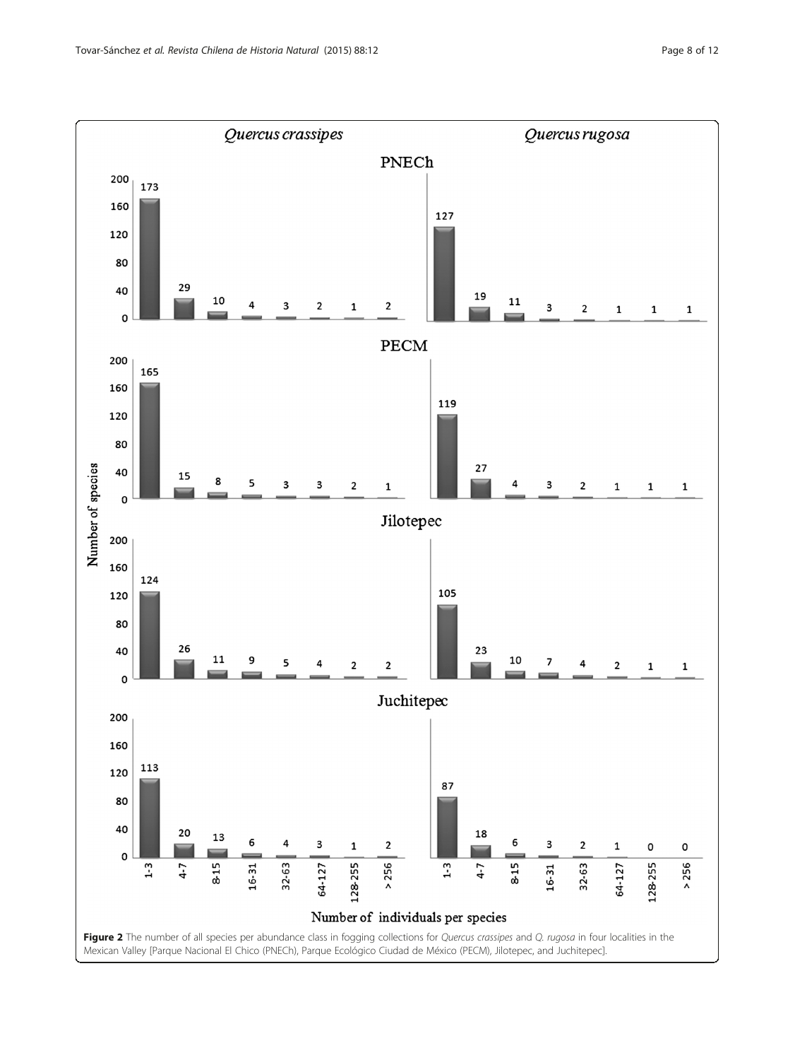**Figure 2** The number of all species per abundance class in fogging collections for *Quercus crassipes* and *Q. rugosa* in four localities in the Mexican Valley [Parque Nacional El Chico (PNECh), Parque Ecológico Ciudad de México (PECM), Jilotepec, and Juchitepec].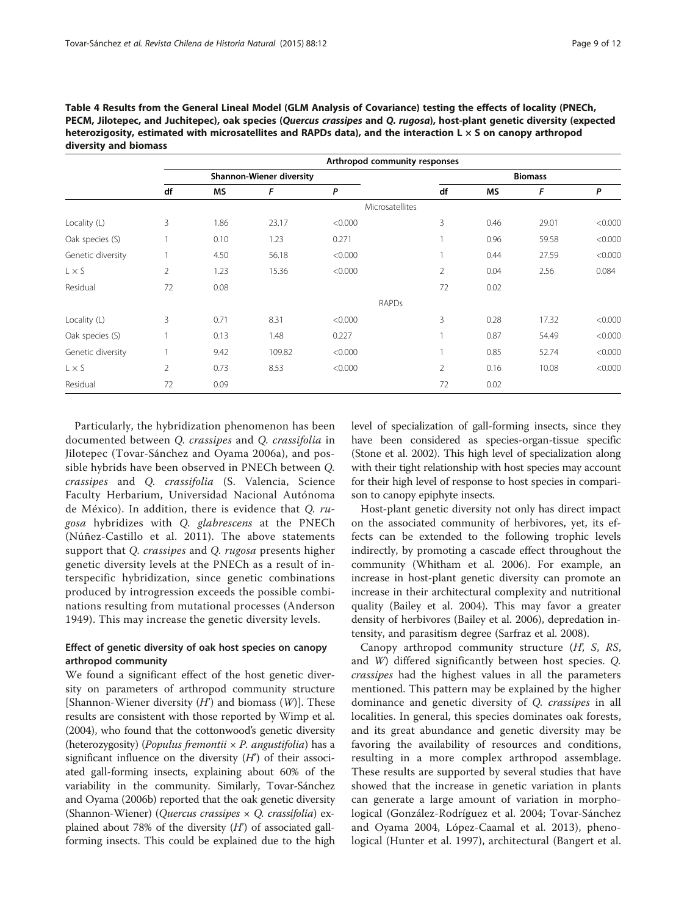**Table 4 Results from the General Lineal Model (GLM Analysis of Covariance) testing the effects of locality (PNECh, PECM, Jilotepec, and Juchitepec), oak species (*Quercus crassipes* and *Q. rugosa*), host-plant genetic diversity (expected heterozigosity, estimated with microsatellites and RAPDs data), and the interaction L × S on canopy arthropod diversity and biomass**

| | Arthropod community responses | | | | | | | |
|---|---|---|---|---|---|---|---|---|
| | Shannon-Wiener diversity | | | | Biomass | | | |
| | df | MS | F | P | df | MS | F | P |
| | | | | Microsatellites | | | | |
| Locality (L) | 3 | 1.86 | 23.17 | <0.000 | 3 | 0.46 | 29.01 | <0.000 |
| Oak species (S) | 1 | 0.10 | 1.23 | 0.271 | 1 | 0.96 | 59.58 | <0.000 |
| Genetic diversity | 1 | 4.50 | 56.18 | <0.000 | 1 | 0.44 | 27.59 | <0.000 |
| L × S | 2 | 1.23 | 15.36 | <0.000 | 2 | 0.04 | 2.56 | 0.084 |
| Residual | 72 | 0.08 | | | 72 | 0.02 | | |
| | | | | RAPDs | | | | |
| Locality (L) | 3 | 0.71 | 8.31 | <0.000 | 3 | 0.28 | 17.32 | <0.000 |
| Oak species (S) | 1 | 0.13 | 1.48 | 0.227 | 1 | 0.87 | 54.49 | <0.000 |
| Genetic diversity | 1 | 9.42 | 109.82 | <0.000 | 1 | 0.85 | 52.74 | <0.000 |
| L × S | 2 | 0.73 | 8.53 | <0.000 | 2 | 0.16 | 10.08 | <0.000 |
| Residual | 72 | 0.09 | | | 72 | 0.02 | | |

Particularly, the hybridization phenomenon has been documented between *Q. crassipes* and *Q. crassifolia* in Jilotepec (Tovar-Sánchez and Oyama 2006a), and possible hybrids have been observed in PNECh between *Q. crassipes* and *Q. crassifolia* (S. Valencia, Science Faculty Herbarium, Universidad Nacional Autónoma de México). In addition, there is evidence that *Q. rugosa* hybridizes with *Q. glabrescens* at the PNECh (Núñez-Castillo et al. 2011). The above statements support that *Q. crassipes* and *Q. rugosa* presents higher genetic diversity levels at the PNECh as a result of interspecific hybridization, since genetic combinations produced by introgression exceeds the possible combinations resulting from mutational processes (Anderson 1949). This may increase the genetic diversity levels.

### Effect of genetic diversity of oak host species on canopy arthropod community

We found a significant effect of the host genetic diversity on parameters of arthropod community structure [Shannon-Wiener diversity (*H'*) and biomass (*W*)]. These results are consistent with those reported by Wimp et al. (2004), who found that the cottonwood's genetic diversity (heterozygosity) (*Populus fremontii* × *P. angustifolia*) has a significant influence on the diversity (*H'*) of their associated gall-forming insects, explaining about 60% of the variability in the community. Similarly, Tovar-Sánchez and Oyama (2006b) reported that the oak genetic diversity (Shannon-Wiener) (*Quercus crassipes* × *Q. crassifolia*) explained about 78% of the diversity (*H'*) of associated gall-forming insects. This could be explained due to the high level of specialization of gall-forming insects, since they have been considered as species-organ-tissue specific (Stone et al. 2002). This high level of specialization along with their tight relationship with host species may account for their high level of response to host species in comparison to canopy epiphyte insects.

Host-plant genetic diversity not only has direct impact on the associated community of herbivores, yet, its effects can be extended to the following trophic levels indirectly, by promoting a cascade effect throughout the community (Whitham et al. 2006). For example, an increase in host-plant genetic diversity can promote an increase in their architectural complexity and nutritional quality (Bailey et al. 2004). This may favor a greater density of herbivores (Bailey et al. 2006), depredation intensity, and parasitism degree (Sarfraz et al. 2008).

Canopy arthropod community structure (*H'*, *S*, *RS*, and *W*) differed significantly between host species. *Q. crassipes* had the highest values in all the parameters mentioned. This pattern may be explained by the higher dominance and genetic diversity of *Q. crassipes* in all localities. In general, this species dominates oak forests, and its great abundance and genetic diversity may be favoring the availability of resources and conditions, resulting in a more complex arthropod assemblage. These results are supported by several studies that have showed that the increase in genetic variation in plants can generate a large amount of variation in morphological (González-Rodríguez et al. 2004; Tovar-Sánchez and Oyama 2004, López-Caamal et al. 2013), phenological (Hunter et al. 1997), architectural (Bangert et al.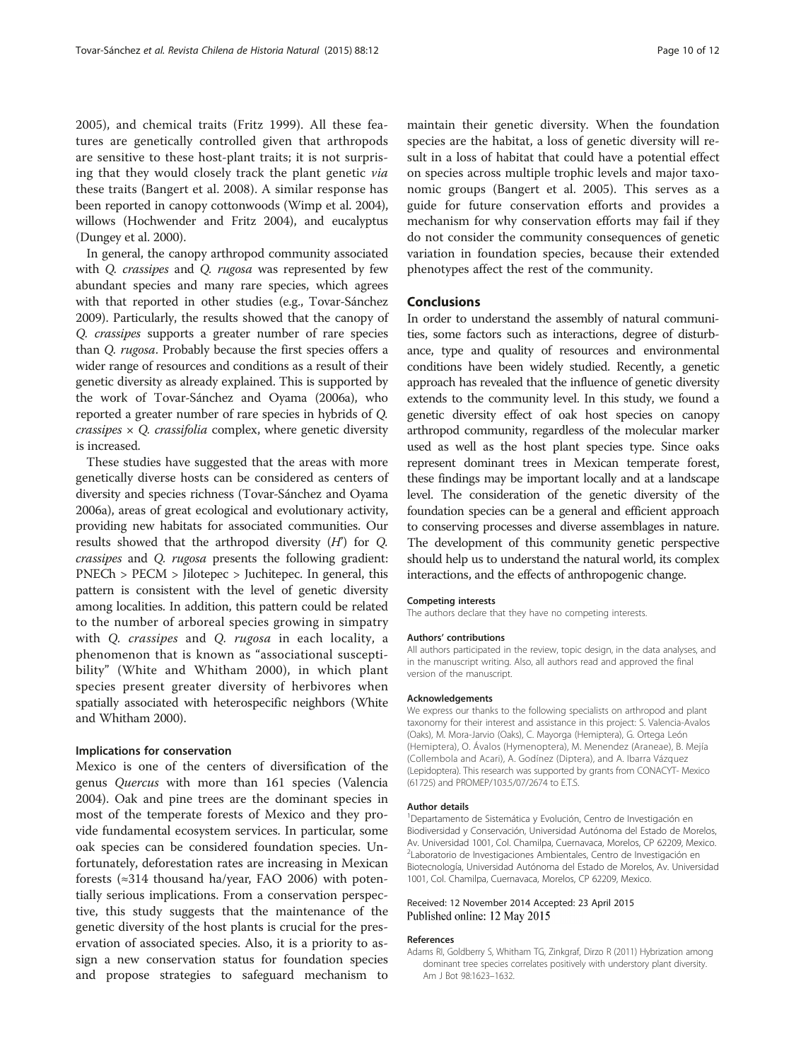2005), and chemical traits (Fritz 1999). All these features are genetically controlled given that arthropods are sensitive to these host-plant traits; it is not surprising that they would closely track the plant genetic *via* these traits (Bangert et al. 2008). A similar response has been reported in canopy cottonwoods (Wimp et al. 2004), willows (Hochwender and Fritz 2004), and eucalyptus (Dungey et al. 2000).

In general, the canopy arthropod community associated with *Q. crassipes* and *Q. rugosa* was represented by few abundant species and many rare species, which agrees with that reported in other studies (e.g., Tovar-Sánchez 2009). Particularly, the results showed that the canopy of *Q. crassipes* supports a greater number of rare species than *Q. rugosa*. Probably because the first species offers a wider range of resources and conditions as a result of their genetic diversity as already explained. This is supported by the work of Tovar-Sánchez and Oyama (2006a), who reported a greater number of rare species in hybrids of *Q. crassipes* × *Q. crassifolia* complex, where genetic diversity is increased.

These studies have suggested that the areas with more genetically diverse hosts can be considered as centers of diversity and species richness (Tovar-Sánchez and Oyama 2006a), areas of great ecological and evolutionary activity, providing new habitats for associated communities. Our results showed that the arthropod diversity ($H'$) for *Q. crassipes* and *Q. rugosa* presents the following gradient: PNECh > PECM > Jilotepec > Juchitepec. In general, this pattern is consistent with the level of genetic diversity among localities. In addition, this pattern could be related to the number of arboreal species growing in simpatry with *Q. crassipes* and *Q. rugosa* in each locality, a phenomenon that is known as "associational susceptibility" (White and Whitham 2000), in which plant species present greater diversity of herbivores when spatially associated with heterospecific neighbors (White and Whitham 2000).

### Implications for conservation

Mexico is one of the centers of diversification of the genus *Quercus* with more than 161 species (Valencia 2004). Oak and pine trees are the dominant species in most of the temperate forests of Mexico and they provide fundamental ecosystem services. In particular, some oak species can be considered foundation species. Unfortunately, deforestation rates are increasing in Mexican forests (≈314 thousand ha/year, FAO 2006) with potentially serious implications. From a conservation perspective, this study suggests that the maintenance of the genetic diversity of the host plants is crucial for the preservation of associated species. Also, it is a priority to assign a new conservation status for foundation species and propose strategies to safeguard mechanism to maintain their genetic diversity. When the foundation species are the habitat, a loss of genetic diversity will result in a loss of habitat that could have a potential effect on species across multiple trophic levels and major taxonomic groups (Bangert et al. 2005). This serves as a guide for future conservation efforts and provides a mechanism for why conservation efforts may fail if they do not consider the community consequences of genetic variation in foundation species, because their extended phenotypes affect the rest of the community.

## Conclusions

In order to understand the assembly of natural communities, some factors such as interactions, degree of disturbance, type and quality of resources and environmental conditions have been widely studied. Recently, a genetic approach has revealed that the influence of genetic diversity extends to the community level. In this study, we found a genetic diversity effect of oak host species on canopy arthropod community, regardless of the molecular marker used as well as the host plant species type. Since oaks represent dominant trees in Mexican temperate forest, these findings may be important locally and at a landscape level. The consideration of the genetic diversity of the foundation species can be a general and efficient approach to conserving processes and diverse assemblages in nature. The development of this community genetic perspective should help us to understand the natural world, its complex interactions, and the effects of anthropogenic change.

#### Competing interests

The authors declare that they have no competing interests.

#### Authors' contributions

All authors participated in the review, topic design, in the data analyses, and in the manuscript writing. Also, all authors read and approved the final version of the manuscript.

#### Acknowledgements

We express our thanks to the following specialists on arthropod and plant taxonomy for their interest and assistance in this project: S. Valencia-Avalos (Oaks), M. Mora-Jarvio (Oaks), C. Mayorga (Hemiptera), G. Ortega León (Hemiptera), O. Ávalos (Hymenoptera), M. Menendez (Araneae), B. Mejía (Collembola and Acari), A. Godínez (Diptera), and A. Ibarra Vázquez (Lepidoptera). This research was supported by grants from CONACYT- Mexico (61725) and PROMEP/103.5/07/2674 to E.T.S.

#### Author details

[1]Departamento de Sistemática y Evolución, Centro de Investigación en Biodiversidad y Conservación, Universidad Autónoma del Estado de Morelos, Av. Universidad 1001, Col. Chamilpa, Cuernavaca, Morelos, CP 62209, Mexico. [2]Laboratorio de Investigaciones Ambientales, Centro de Investigación en Biotecnología, Universidad Autónoma del Estado de Morelos, Av. Universidad 1001, Col. Chamilpa, Cuernavaca, Morelos, CP 62209, Mexico.

Received: 12 November 2014 Accepted: 23 April 2015
Published online: 12 May 2015

#### References

Adams RI, Goldberry S, Whitham TG, Zinkgraf, Dirzo R (2011) Hybrization among dominant tree species correlates positively with understory plant diversity. Am J Bot 98:1623–1632.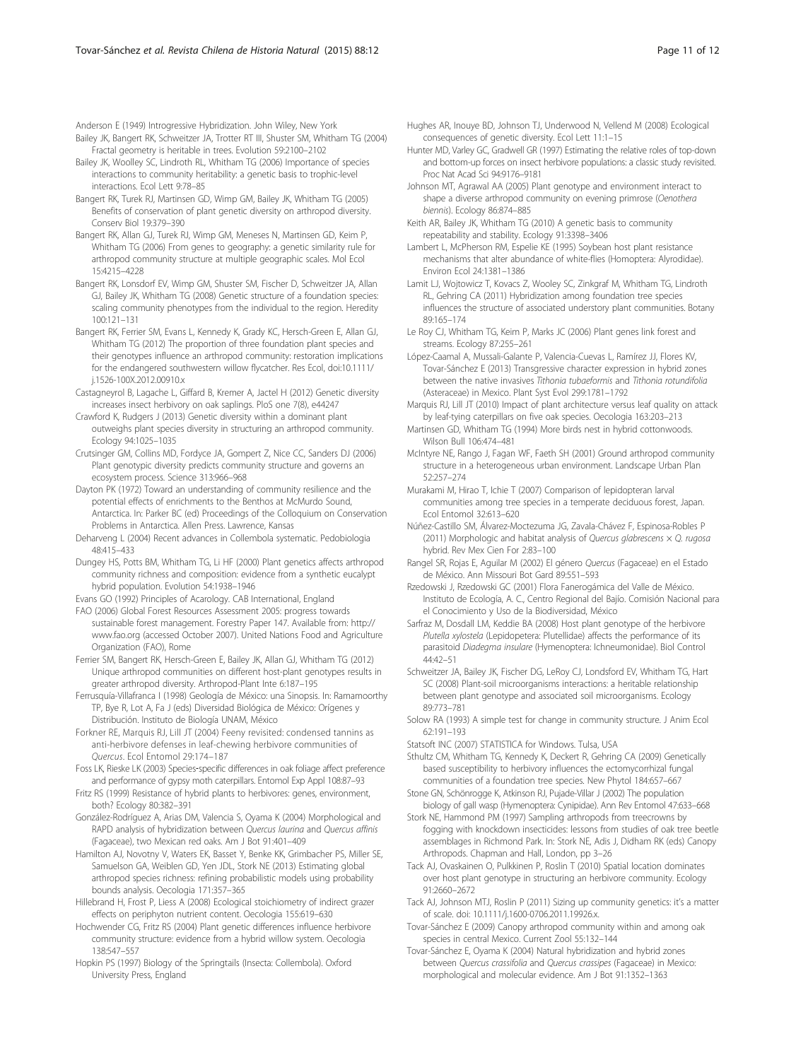Anderson E (1949) Introgressive Hybridization. John Wiley, New York

Bailey JK, Bangert RK, Schweitzer JA, Trotter RT III, Shuster SM, Whitham TG (2004) Fractal geometry is heritable in trees. Evolution 59:2100–2102

Bailey JK, Woolley SC, Lindroth RL, Whitham TG (2006) Importance of species interactions to community heritability: a genetic basis to trophic-level interactions. Ecol Lett 9:78–85

Bangert RK, Turek RJ, Martinsen GD, Wimp GM, Bailey JK, Whitham TG (2005) Benefits of conservation of plant genetic diversity on arthropod diversity. Conserv Biol 19:379–390

Bangert RK, Allan GJ, Turek RJ, Wimp GM, Meneses N, Martinsen GD, Keim P, Whitham TG (2006) From genes to geography: a genetic similarity rule for arthropod community structure at multiple geographic scales. Mol Ecol 15:4215–4228

Bangert RK, Lonsdorf EV, Wimp GM, Shuster SM, Fischer D, Schweitzer JA, Allan GJ, Bailey JK, Whitham TG (2008) Genetic structure of a foundation species: scaling community phenotypes from the individual to the region. Heredity 100:121–131

Bangert RK, Ferrier SM, Evans L, Kennedy K, Grady KC, Hersch-Green E, Allan GJ, Whitham TG (2012) The proportion of three foundation plant species and their genotypes influence an arthropod community: restoration implications for the endangered southwestern willow flycatcher. Res Ecol, doi:10.1111/j.1526-100X.2012.00910.x

Castagneyrol B, Lagache L, Giffard B, Kremer A, Jactel H (2012) Genetic diversity increases insect herbivory on oak saplings. PloS one 7(8), e44247

Crawford K, Rudgers J (2013) Genetic diversity within a dominant plant outweighs plant species diversity in structuring an arthropod community. Ecology 94:1025–1035

Crutsinger GM, Collins MD, Fordyce JA, Gompert Z, Nice CC, Sanders DJ (2006) Plant genotypic diversity predicts community structure and governs an ecosystem process. Science 313:966–968

Dayton PK (1972) Toward an understanding of community resilience and the potential effects of enrichments to the Benthos at McMurdo Sound, Antarctica. In: Parker BC (ed) Proceedings of the Colloquium on Conservation Problems in Antarctica. Allen Press. Lawrence, Kansas

Deharveng L (2004) Recent advances in Collembola systematic. Pedobiologia 48:415–433

Dungey HS, Potts BM, Whitham TG, Li HF (2000) Plant genetics affects arthropod community richness and composition: evidence from a synthetic eucalypt hybrid population. Evolution 54:1938–1946

Evans GO (1992) Principles of Acarology. CAB International, England

FAO (2006) Global Forest Resources Assessment 2005: progress towards sustainable forest management. Forestry Paper 147. Available from: http://www.fao.org (accessed October 2007). United Nations Food and Agriculture Organization (FAO), Rome

Ferrier SM, Bangert RK, Hersch-Green E, Bailey JK, Allan GJ, Whitham TG (2012) Unique arthropod communities on different host-plant genotypes results in greater arthropod diversity. Arthropod-Plant Inte 6:187–195

Ferrusquía-Villafranca I (1998) Geología de México: una Sinopsis. In: Ramamoorthy TP, Bye R, Lot A, Fa J (eds) Diversidad Biológica de México: Orígenes y Distribución. Instituto de Biología UNAM, México

Forkner RE, Marquis RJ, Lill JT (2004) Feeny revisited: condensed tannins as anti-herbivore defenses in leaf-chewing herbivore communities of *Quercus*. Ecol Entomol 29:174–187

Foss LK, Rieske LK (2003) Species-specific differences in oak foliage affect preference and performance of gypsy moth caterpillars. Entomol Exp Appl 108:87–93

Fritz RS (1999) Resistance of hybrid plants to herbivores: genes, environment, both? Ecology 80:382–391

González-Rodríguez A, Arias DM, Valencia S, Oyama K (2004) Morphological and RAPD analysis of hybridization between *Quercus laurina* and *Quercus affinis* (Fagaceae), two Mexican red oaks. Am J Bot 91:401–409

Hamilton AJ, Novotny V, Waters EK, Basset Y, Benke KK, Grimbacher PS, Miller SE, Samuelson GA, Weiblen GD, Yen JDL, Stork NE (2013) Estimating global arthropod species richness: refining probabilistic models using probability bounds analysis. Oecologia 171:357–365

Hillebrand H, Frost P, Liess A (2008) Ecological stoichiometry of indirect grazer effects on periphyton nutrient content. Oecologia 155:619–630

Hochwender CG, Fritz RS (2004) Plant genetic differences influence herbivore community structure: evidence from a hybrid willow system. Oecologia 138:547–557

Hopkin PS (1997) Biology of the Springtails (Insecta: Collembola). Oxford University Press, England

Hughes AR, Inouye BD, Johnson TJ, Underwood N, Vellend M (2008) Ecological consequences of genetic diversity. Ecol Lett 11:1–15

Hunter MD, Varley GC, Gradwell GR (1997) Estimating the relative roles of top-down and bottom-up forces on insect herbivore populations: a classic study revisited. Proc Nat Acad Sci 94:9176–9181

Johnson MT, Agrawal AA (2005) Plant genotype and environment interact to shape a diverse arthropod community on evening primrose (*Oenothera biennis*). Ecology 86:874–885

Keith AR, Bailey JK, Whitham TG (2010) A genetic basis to community repeatability and stability. Ecology 91:3398–3406

Lambert L, McPherson RM, Espelie KE (1995) Soybean host plant resistance mechanisms that alter abundance of white-flies (Homoptera: Alyrodidae). Environ Ecol 24:1381–1386

Lamit LJ, Wojtowicz T, Kovacs Z, Wooley SC, Zinkgraf M, Whitham TG, Lindroth RL, Gehring CA (2011) Hybridization among foundation tree species influences the structure of associated understory plant communities. Botany 89:165–174

Le Roy CJ, Whitham TG, Keim P, Marks JC (2006) Plant genes link forest and streams. Ecology 87:255–261

López-Caamal A, Mussali-Galante P, Valencia-Cuevas L, Ramírez JJ, Flores KV, Tovar-Sánchez E (2013) Transgressive character expression in hybrid zones between the native invasives *Tithonia tubaeformis* and *Tithonia rotundifolia* (Asteraceae) in Mexico. Plant Syst Evol 299:1781–1792

Marquis RJ, Lill JT (2010) Impact of plant architecture versus leaf quality on attack by leaf-tying caterpillars on five oak species. Oecologia 163:203–213

Martinsen GD, Whitham TG (1994) More birds nest in hybrid cottonwoods. Wilson Bull 106:474–481

McIntyre NE, Rango J, Fagan WF, Faeth SH (2001) Ground arthropod community structure in a heterogeneous urban environment. Landscape Urban Plan 52:257–274

Murakami M, Hirao T, Ichie T (2007) Comparison of lepidopteran larval communities among tree species in a temperate deciduous forest, Japan. Ecol Entomol 32:613–620

Núñez-Castillo SM, Álvarez-Moctezuma JG, Zavala-Chávez F, Espinosa-Robles P (2011) Morphologic and habitat analysis of *Quercus glabrescens* × *Q. rugosa* hybrid. Rev Mex Cien For 2:83–100

Rangel SR, Rojas E, Aguilar M (2002) El género *Quercus* (Fagaceae) en el Estado de México. Ann Missouri Bot Gard 89:551–593

Rzedowski J, Rzedowski GC (2001) Flora Fanerogámica del Valle de México. Instituto de Ecología, A. C., Centro Regional del Bajío. Comisión Nacional para el Conocimiento y Uso de la Biodiversidad, México

Sarfraz M, Dosdall LM, Keddie BA (2008) Host plant genotype of the herbivore *Plutella xylostela* (Lepidopetera: Plutellidae) affects the performance of its parasitoid *Diadegma insulare* (Hymenoptera: Ichneumonidae). Biol Control 44:42–51

Schweitzer JA, Bailey JK, Fischer DG, LeRoy CJ, Londsford EV, Whitham TG, Hart SC (2008) Plant-soil microorganisms interactions: a heritable relationship between plant genotype and associated soil microorganisms. Ecology 89:773–781

Solow RA (1993) A simple test for change in community structure. J Anim Ecol 62:191–193

Statsoft INC (2007) STATISTICA for Windows. Tulsa, USA

Sthultz CM, Whitham TG, Kennedy K, Deckert R, Gehring CA (2009) Genetically based susceptibility to herbivory influences the ectomycorrhizal fungal communities of a foundation tree species. New Phytol 184:657–667

Stone GN, Schönrogge K, Atkinson RJ, Pujade-Villar J (2002) The population biology of gall wasp (Hymenoptera: Cynipidae). Ann Rev Entomol 47:633–668

Stork NE, Hammond PM (1997) Sampling arthropods from treecrowns by fogging with knockdown insecticides: lessons from studies of oak tree beetle assemblages in Richmond Park. In: Stork NE, Adis J, Didham RK (eds) Canopy Arthropods. Chapman and Hall, London, pp 3–26

Tack AJ, Ovaskainen O, Pulkkinen P, Roslin T (2010) Spatial location dominates over host plant genotype in structuring an herbivore community. Ecology 91:2660–2672

Tack AJ, Johnson MTJ, Roslin P (2011) Sizing up community genetics: it's a matter of scale. doi: 10.1111/j.1600-0706.2011.19926.x.

Tovar-Sánchez E (2009) Canopy arthropod community within and among oak species in central Mexico. Current Zool 55:132–144

Tovar-Sánchez E, Oyama K (2004) Natural hybridization and hybrid zones between *Quercus crassifolia* and *Quercus crassipes* (Fagaceae) in Mexico: morphological and molecular evidence. Am J Bot 91:1352–1363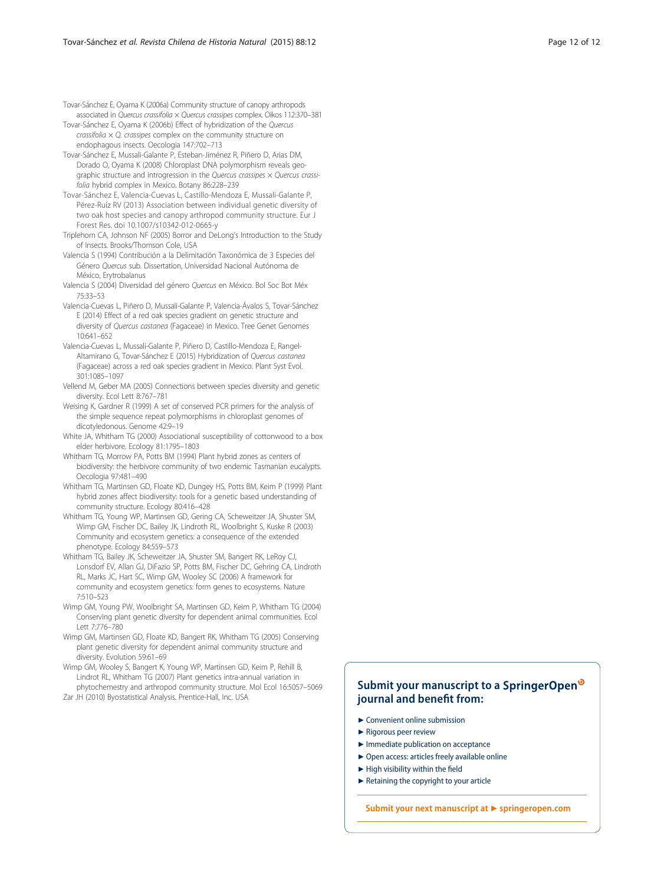Tovar-Sánchez E, Oyama K (2006a) Community structure of canopy arthropods associated in *Quercus crassifolia* × *Quercus crassipes* complex. Oikos 112:370–381

Tovar-Sánchez E, Oyama K (2006b) Effect of hybridization of the *Quercus crassifolia* × *Q. crassipes* complex on the community structure on endophagous insects. Oecologia 147:702–713

Tovar-Sánchez E, Mussali-Galante P, Esteban-Jiménez R, Piñero D, Arias DM, Dorado O, Oyama K (2008) Chloroplast DNA polymorphism reveals geographic structure and introgression in the *Quercus crassipes* × *Quercus crassifolia* hybrid complex in Mexico. Botany 86:228–239

Tovar-Sánchez E, Valencia-Cuevas L, Castillo-Mendoza E, Mussali-Galante P, Pérez-Ruíz RV (2013) Association between individual genetic diversity of two oak host species and canopy arthropod community structure. Eur J Forest Res. doi 10.1007/s10342-012-0665-y

Triplehorn CA, Johnson NF (2005) Borror and DeLong's Introduction to the Study of Insects. Brooks/Thomson Cole, USA

Valencia S (1994) Contribución a la Delimitación Taxonómica de 3 Especies del Género *Quercus* sub. Dissertation, Universidad Nacional Autónoma de México, Erytrobalanus

Valencia S (2004) Diversidad del género *Quercus* en México. Bol Soc Bot Méx 75:33–53

Valencia-Cuevas L, Piñero D, Mussali-Galante P, Valencia-Ávalos S, Tovar-Sánchez E (2014) Effect of a red oak species gradient on genetic structure and diversity of *Quercus castanea* (Fagaceae) in Mexico. Tree Genet Genomes 10:641–652

Valencia-Cuevas L, Mussali-Galante P, Piñero D, Castillo-Mendoza E, Rangel-Altamirano G, Tovar-Sánchez E (2015) Hybridization of *Quercus castanea* (Fagaceae) across a red oak species gradient in Mexico. Plant Syst Evol. 301:1085–1097

Vellend M, Geber MA (2005) Connections between species diversity and genetic diversity. Ecol Lett 8:767–781

Weising K, Gardner R (1999) A set of conserved PCR primers for the analysis of the simple sequence repeat polymorphisms in chloroplast genomes of dicotyledonous. Genome 42:9–19

White JA, Whitham TG (2000) Associational susceptibility of cottonwood to a box elder herbivore. Ecology 81:1795–1803

Whitham TG, Morrow PA, Potts BM (1994) Plant hybrid zones as centers of biodiversity: the herbivore community of two endemic Tasmanian eucalypts. Oecologia 97:481–490

Whitham TG, Martinsen GD, Floate KD, Dungey HS, Potts BM, Keim P (1999) Plant hybrid zones affect biodiversity: tools for a genetic based understanding of community structure. Ecology 80:416–428

Whitham TG, Young WP, Martinsen GD, Gering CA, Scheweitzer JA, Shuster SM, Wimp GM, Fischer DC, Bailey JK, Lindroth RL, Woolbright S, Kuske R (2003) Community and ecosystem genetics: a consequence of the extended phenotype. Ecology 84:559–573

Whitham TG, Bailey JK, Scheweitzer JA, Shuster SM, Bangert RK, LeRoy CJ, Lonsdorf EV, Allan GJ, DiFazio SP, Potts BM, Fischer DC, Gehring CA, Lindroth RL, Marks JC, Hart SC, Wimp GM, Wooley SC (2006) A framework for community and ecosystem genetics: form genes to ecosystems. Nature 7:510–523

Wimp GM, Young PW, Woolbright SA, Martinsen GD, Keim P, Whitham TG (2004) Conserving plant genetic diversity for dependent animal communities. Ecol Lett 7:776–780

Wimp GM, Martinsen GD, Floate KD, Bangert RK, Whitham TG (2005) Conserving plant genetic diversity for dependent animal community structure and diversity. Evolution 59:61–69

Wimp GM, Wooley S, Bangert K, Young WP, Martinsen GD, Keim P, Rehill B, Lindrot RL, Whitham TG (2007) Plant genetics intra-annual variation in phytochemestry and arthropod community structure. Mol Ecol 16:5057–5069

Zar JH (2010) Byostatistical Analysis. Prentice-Hall, Inc. USA